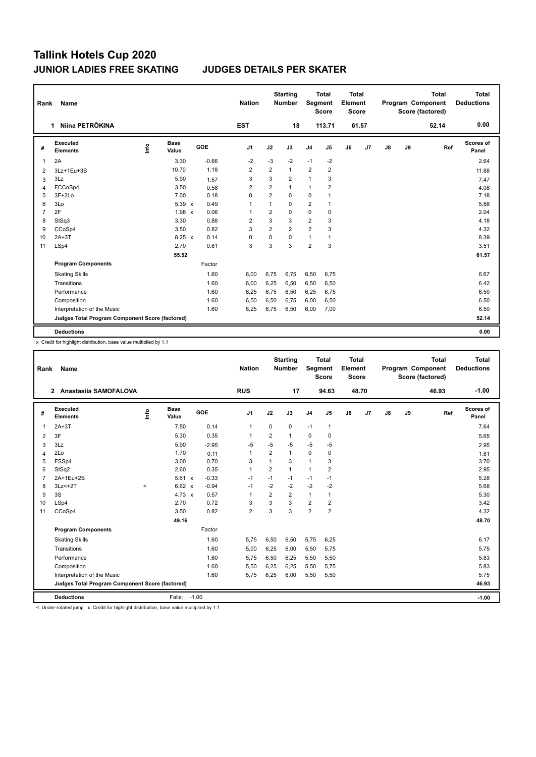# Tallink Hotels Cup 2020

## JUNIOR LADIES FREE SKATING — JUDGES DETAILS PER SKATER

| Rank | Name | Nation | Starting Number | Total Segment Score | Total Element Score | Total Program Component Score (factored) | Total Deductions |
|---|---|---|---|---|---|---|---|
| 1 | Niina PETRÕKINA | EST | 18 | 113.71 | 61.57 | 52.14 | 0.00 |

| # | Executed Elements | Info | Base Value | | GOE | J1 | J2 | J3 | J4 | J5 | J6 | J7 | J8 | J9 | Ref | Scores of Panel |
|---|---|---|---|---|---|---|---|---|---|---|---|---|---|---|---|---|
| 1 | 2A | | 3.30 | | -0.66 | -2 | -3 | -2 | -1 | -2 | | | | | | 2.64 |
| 2 | 3Lz+1Eu+3S | | 10.70 | | 1.18 | 2 | 2 | 1 | 2 | 2 | | | | | | 11.88 |
| 3 | 3Lz | | 5.90 | | 1.57 | 3 | 3 | 2 | 1 | 3 | | | | | | 7.47 |
| 4 | FCCoSp4 | | 3.50 | | 0.58 | 2 | 2 | 1 | 1 | 2 | | | | | | 4.08 |
| 5 | 3F+2Lo | | 7.00 | | 0.18 | 0 | 2 | 0 | 0 | 1 | | | | | | 7.18 |
| 6 | 3Lo | | 5.39 | x | 0.49 | 1 | 1 | 0 | 2 | 1 | | | | | | 5.88 |
| 7 | 2F | | 1.98 | x | 0.06 | 1 | 2 | 0 | 0 | 0 | | | | | | 2.04 |
| 8 | StSq3 | | 3.30 | | 0.88 | 2 | 3 | 3 | 2 | 3 | | | | | | 4.18 |
| 9 | CCoSp4 | | 3.50 | | 0.82 | 3 | 2 | 2 | 2 | 3 | | | | | | 4.32 |
| 10 | 2A+3T | | 8.25 | x | 0.14 | 0 | 0 | 0 | 1 | 1 | | | | | | 8.39 |
| 11 | LSp4 | | 2.70 | | 0.81 | 3 | 3 | 3 | 2 | 3 | | | | | | 3.51 |
| | | | 55.52 | | | | | | | | | | | | | 61.57 |
| | **Program Components** | | | | Factor | | | | | | | | | | | |
| | Skating Skills | | | | 1.60 | 6,00 | 6,75 | 6,75 | 6,50 | 6,75 | | | | | | 6.67 |
| | Transitions | | | | 1.60 | 6,00 | 6,25 | 6,50 | 6,50 | 6,50 | | | | | | 6.42 |
| | Performance | | | | 1.60 | 6,25 | 6,75 | 6,50 | 6,25 | 6,75 | | | | | | 6.50 |
| | Composition | | | | 1.60 | 6,50 | 6,50 | 6,75 | 6,00 | 6,50 | | | | | | 6.50 |
| | Interpretation of the Music | | | | 1.60 | 6,25 | 6,75 | 6,50 | 6,00 | 7,00 | | | | | | 6.50 |
| | **Judges Total Program Component Score (factored)** | | | | | | | | | | | | | | | 52.14 |
| | **Deductions** | | | | | | | | | | | | | | | 0.00 |

x Credit for highlight distribution, base value multiplied by 1.1

| Rank | Name | Nation | Starting Number | Total Segment Score | Total Element Score | Total Program Component Score (factored) | Total Deductions |
|---|---|---|---|---|---|---|---|
| 2 | Anastasiia SAMOFALOVA | RUS | 17 | 94.63 | 48.70 | 46.93 | -1.00 |

| # | Executed Elements | Info | Base Value | | GOE | J1 | J2 | J3 | J4 | J5 | J6 | J7 | J8 | J9 | Ref | Scores of Panel |
|---|---|---|---|---|---|---|---|---|---|---|---|---|---|---|---|---|
| 1 | 2A+3T | | 7.50 | | 0.14 | 1 | 0 | 0 | -1 | 1 | | | | | | 7.64 |
| 2 | 3F | | 5.30 | | 0.35 | 1 | 2 | 1 | 0 | 0 | | | | | | 5.65 |
| 3 | 3Lz | | 5.90 | | -2.95 | -5 | -5 | -5 | -5 | -5 | | | | | | 2.95 |
| 4 | 2Lo | | 1.70 | | 0.11 | 1 | 2 | 1 | 0 | 0 | | | | | | 1.81 |
| 5 | FSSp4 | | 3.00 | | 0.70 | 3 | 1 | 3 | 1 | 3 | | | | | | 3.70 |
| 6 | StSq2 | | 2.60 | | 0.35 | 1 | 2 | 1 | 1 | 2 | | | | | | 2.95 |
| 7 | 2A+1Eu+2S | | 5.61 | x | -0.33 | -1 | -1 | -1 | -1 | -1 | | | | | | 5.28 |
| 8 | 3Lz<+2T | < | 6.62 | x | -0.94 | -1 | -2 | -2 | -2 | -2 | | | | | | 5.68 |
| 9 | 3S | | 4.73 | x | 0.57 | 1 | 2 | 2 | 1 | 1 | | | | | | 5.30 |
| 10 | LSp4 | | 2.70 | | 0.72 | 3 | 3 | 3 | 2 | 2 | | | | | | 3.42 |
| 11 | CCoSp4 | | 3.50 | | 0.82 | 2 | 3 | 3 | 2 | 2 | | | | | | 4.32 |
| | | | 49.16 | | | | | | | | | | | | | 48.70 |
| | **Program Components** | | | | Factor | | | | | | | | | | | |
| | Skating Skills | | | | 1.60 | 5,75 | 6,50 | 6,50 | 5,75 | 6,25 | | | | | | 6.17 |
| | Transitions | | | | 1.60 | 5,00 | 6,25 | 6,00 | 5,50 | 5,75 | | | | | | 5.75 |
| | Performance | | | | 1.60 | 5,75 | 6,50 | 6,25 | 5,50 | 5,50 | | | | | | 5.83 |
| | Composition | | | | 1.60 | 5,50 | 6,25 | 6,25 | 5,50 | 5,75 | | | | | | 5.83 |
| | Interpretation of the Music | | | | 1.60 | 5,75 | 6,25 | 6,00 | 5,50 | 5,50 | | | | | | 5.75 |
| | **Judges Total Program Component Score (factored)** | | | | | | | | | | | | | | | 46.93 |
| | **Deductions** | | Falls: | -1.00 | | | | | | | | | | | | -1.00 |

< Under-rotated jump x Credit for highlight distribution, base value multiplied by 1.1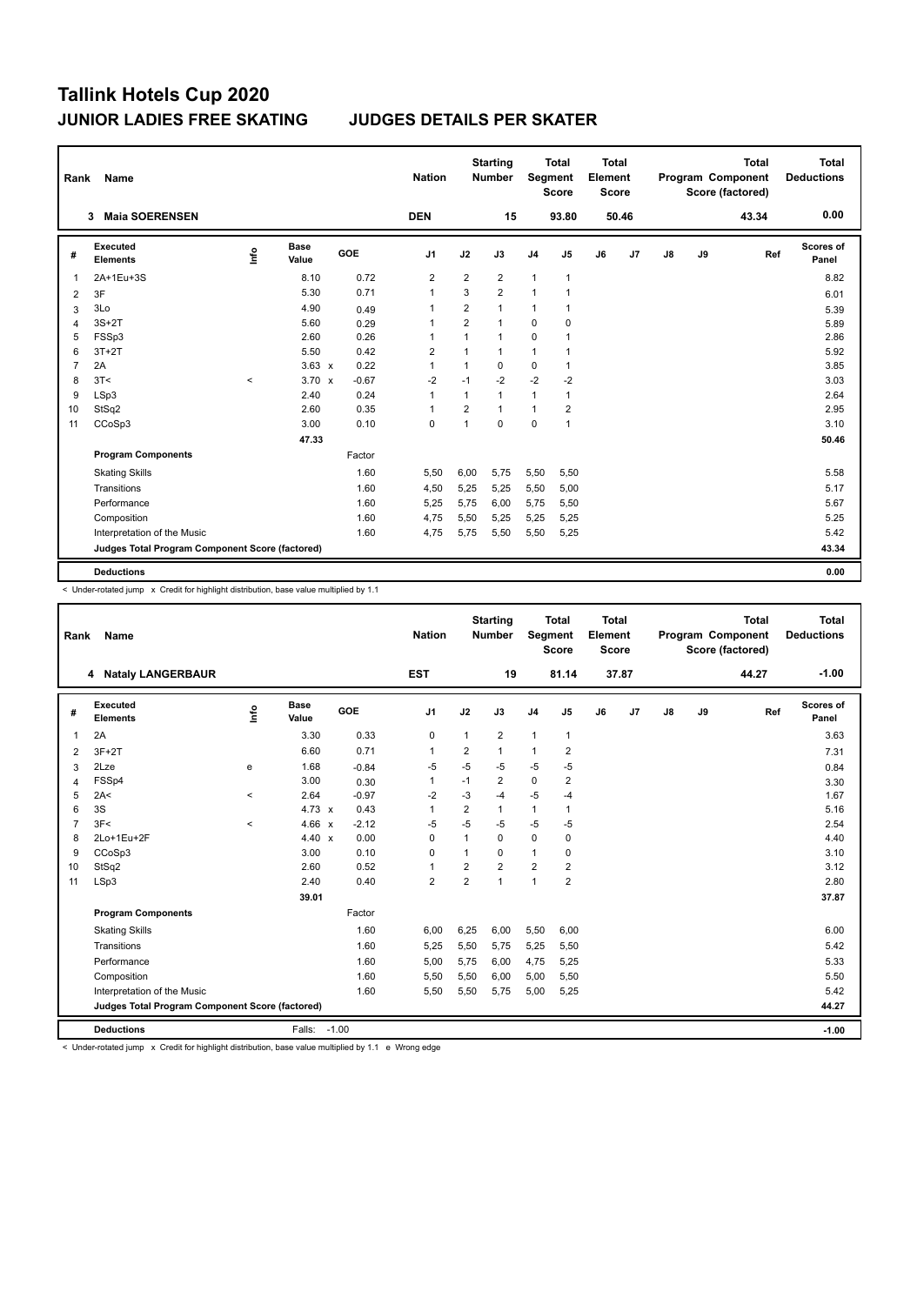# Tallink Hotels Cup 2020

## JUNIOR LADIES FREE SKATING JUDGES DETAILS PER SKATER

| Rank | Name | Nation | Starting Number | Total Segment Score | Total Element Score | Total Program Component Score (factored) | Total Deductions |
|---|---|---|---|---|---|---|---|
| 3 | Maia SOERENSEN | DEN | 15 | 93.80 | 50.46 | 43.34 | 0.00 |

| # | Executed Elements | Info | Base Value | | GOE | J1 | J2 | J3 | J4 | J5 | J6 | J7 | J8 | J9 | Ref | Scores of Panel |
|---|---|---|---|---|---|---|---|---|---|---|---|---|---|---|---|---|
| 1 | 2A+1Eu+3S | | 8.10 | | 0.72 | 2 | 2 | 2 | 1 | 1 | | | | | | 8.82 |
| 2 | 3F | | 5.30 | | 0.71 | 1 | 3 | 2 | 1 | 1 | | | | | | 6.01 |
| 3 | 3Lo | | 4.90 | | 0.49 | 1 | 2 | 1 | 1 | 1 | | | | | | 5.39 |
| 4 | 3S+2T | | 5.60 | | 0.29 | 1 | 2 | 1 | 0 | 0 | | | | | | 5.89 |
| 5 | FSSp3 | | 2.60 | | 0.26 | 1 | 1 | 1 | 0 | 1 | | | | | | 2.86 |
| 6 | 3T+2T | | 5.50 | | 0.42 | 2 | 1 | 1 | 1 | 1 | | | | | | 5.92 |
| 7 | 2A | | 3.63 | x | 0.22 | 1 | 1 | 0 | 0 | 1 | | | | | | 3.85 |
| 8 | 3T< | < | 3.70 | x | -0.67 | -2 | -1 | -2 | -2 | -2 | | | | | | 3.03 |
| 9 | LSp3 | | 2.40 | | 0.24 | 1 | 1 | 1 | 1 | 1 | | | | | | 2.64 |
| 10 | StSq2 | | 2.60 | | 0.35 | 1 | 2 | 1 | 1 | 2 | | | | | | 2.95 |
| 11 | CCoSp3 | | 3.00 | | 0.10 | 0 | 1 | 0 | 0 | 1 | | | | | | 3.10 |
| | | | 47.33 | | | | | | | | | | | | | 50.46 |
| | **Program Components** | | | | Factor | | | | | | | | | | | |
| | Skating Skills | | | | 1.60 | 5,50 | 6,00 | 5,75 | 5,50 | 5,50 | | | | | | 5.58 |
| | Transitions | | | | 1.60 | 4,50 | 5,25 | 5,25 | 5,50 | 5,00 | | | | | | 5.17 |
| | Performance | | | | 1.60 | 5,25 | 5,75 | 6,00 | 5,75 | 5,50 | | | | | | 5.67 |
| | Composition | | | | 1.60 | 4,75 | 5,50 | 5,25 | 5,25 | 5,25 | | | | | | 5.25 |
| | Interpretation of the Music | | | | 1.60 | 4,75 | 5,75 | 5,50 | 5,50 | 5,25 | | | | | | 5.42 |
| | **Judges Total Program Component Score (factored)** | | | | | | | | | | | | | | | 43.34 |
| | **Deductions** | | | | | | | | | | | | | | | 0.00 |

< Under-rotated jump x Credit for highlight distribution, base value multiplied by 1.1

| Rank | Name | Nation | Starting Number | Total Segment Score | Total Element Score | Total Program Component Score (factored) | Total Deductions |
|---|---|---|---|---|---|---|---|
| 4 | Nataly LANGERBAUR | EST | 19 | 81.14 | 37.87 | 44.27 | -1.00 |

| # | Executed Elements | Info | Base Value | | GOE | J1 | J2 | J3 | J4 | J5 | J6 | J7 | J8 | J9 | Ref | Scores of Panel |
|---|---|---|---|---|---|---|---|---|---|---|---|---|---|---|---|---|
| 1 | 2A | | 3.30 | | 0.33 | 0 | 1 | 2 | 1 | 1 | | | | | | 3.63 |
| 2 | 3F+2T | | 6.60 | | 0.71 | 1 | 2 | 1 | 1 | 2 | | | | | | 7.31 |
| 3 | 2Lze | e | 1.68 | | -0.84 | -5 | -5 | -5 | -5 | -5 | | | | | | 0.84 |
| 4 | FSSp4 | | 3.00 | | 0.30 | 1 | -1 | 2 | 0 | 2 | | | | | | 3.30 |
| 5 | 2A< | < | 2.64 | | -0.97 | -2 | -3 | -4 | -5 | -4 | | | | | | 1.67 |
| 6 | 3S | | 4.73 | x | 0.43 | 1 | 2 | 1 | 1 | 1 | | | | | | 5.16 |
| 7 | 3F< | < | 4.66 | x | -2.12 | -5 | -5 | -5 | -5 | -5 | | | | | | 2.54 |
| 8 | 2Lo+1Eu+2F | | 4.40 | x | 0.00 | 0 | 1 | 0 | 0 | 0 | | | | | | 4.40 |
| 9 | CCoSp3 | | 3.00 | | 0.10 | 0 | 1 | 0 | 1 | 0 | | | | | | 3.10 |
| 10 | StSq2 | | 2.60 | | 0.52 | 1 | 2 | 2 | 2 | 2 | | | | | | 3.12 |
| 11 | LSp3 | | 2.40 | | 0.40 | 2 | 2 | 1 | 1 | 2 | | | | | | 2.80 |
| | | | 39.01 | | | | | | | | | | | | | 37.87 |
| | **Program Components** | | | | Factor | | | | | | | | | | | |
| | Skating Skills | | | | 1.60 | 6,00 | 6,25 | 6,00 | 5,50 | 6,00 | | | | | | 6.00 |
| | Transitions | | | | 1.60 | 5,25 | 5,50 | 5,75 | 5,25 | 5,50 | | | | | | 5.42 |
| | Performance | | | | 1.60 | 5,00 | 5,75 | 6,00 | 4,75 | 5,25 | | | | | | 5.33 |
| | Composition | | | | 1.60 | 5,50 | 5,50 | 6,00 | 5,00 | 5,50 | | | | | | 5.50 |
| | Interpretation of the Music | | | | 1.60 | 5,50 | 5,50 | 5,75 | 5,00 | 5,25 | | | | | | 5.42 |
| | **Judges Total Program Component Score (factored)** | | | | | | | | | | | | | | | 44.27 |
| | **Deductions** | | Falls: | -1.00 | | | | | | | | | | | | -1.00 |

< Under-rotated jump x Credit for highlight distribution, base value multiplied by 1.1 e Wrong edge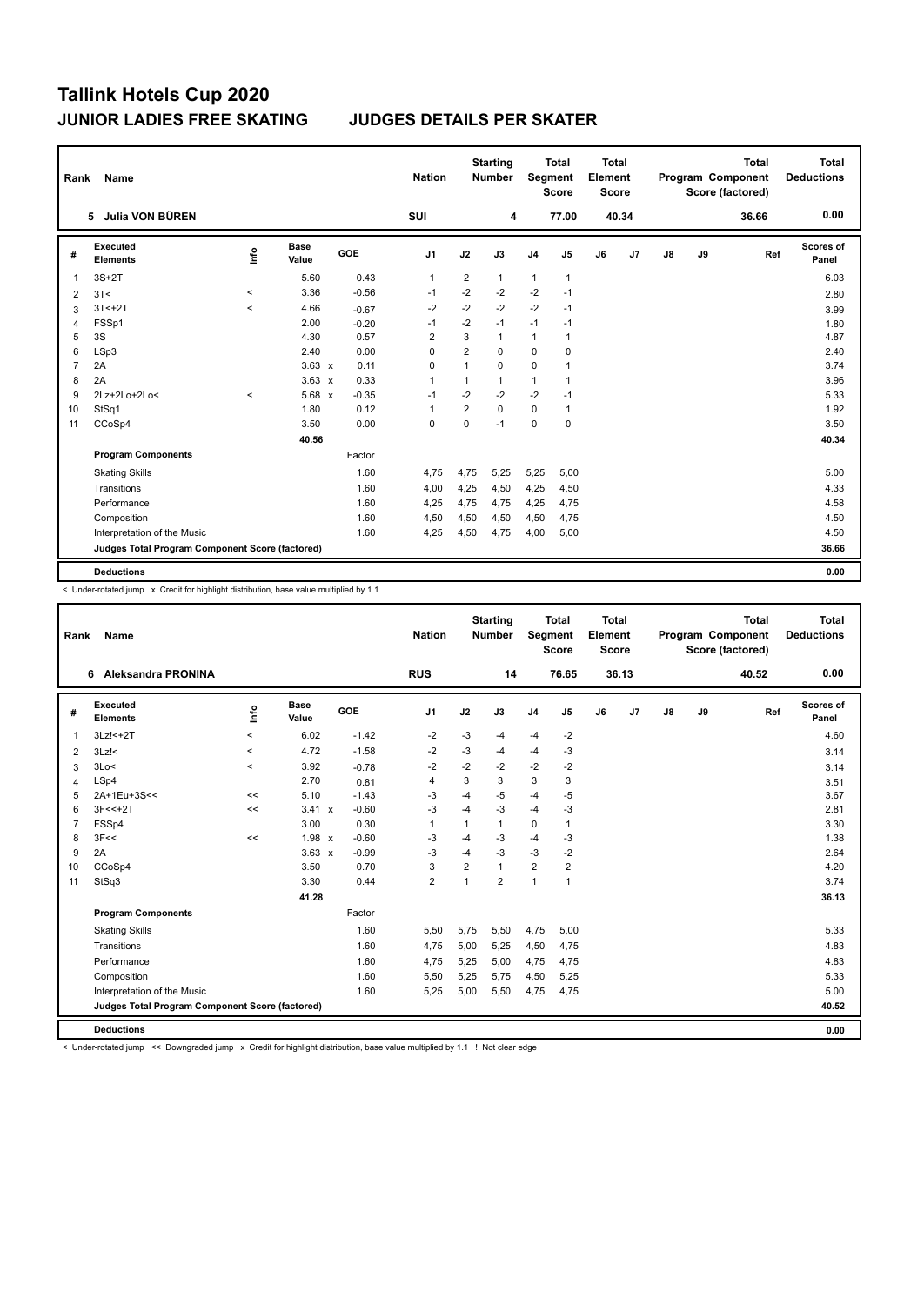# Tallink Hotels Cup 2020

## JUNIOR LADIES FREE SKATING JUDGES DETAILS PER SKATER

| Rank | Name | Nation | Starting Number | Total Segment Score | Total Element Score | Total Program Component Score (factored) | Total Deductions |
|---|---|---|---|---|---|---|---|
| 5 | Julia VON BÜREN | SUI | 4 | 77.00 | 40.34 | 36.66 | 0.00 |

| # | Executed Elements | Info | Base Value | | GOE | J1 | J2 | J3 | J4 | J5 | J6 | J7 | J8 | J9 | Ref | Scores of Panel |
|---|---|---|---|---|---|---|---|---|---|---|---|---|---|---|---|---|
| 1 | 3S+2T | | 5.60 | | 0.43 | 1 | 2 | 1 | 1 | 1 | | | | | | 6.03 |
| 2 | 3T< | < | 3.36 | | -0.56 | -1 | -2 | -2 | -2 | -1 | | | | | | 2.80 |
| 3 | 3T<+2T | < | 4.66 | | -0.67 | -2 | -2 | -2 | -2 | -1 | | | | | | 3.99 |
| 4 | FSSp1 | | 2.00 | | -0.20 | -1 | -2 | -1 | -1 | -1 | | | | | | 1.80 |
| 5 | 3S | | 4.30 | | 0.57 | 2 | 3 | 1 | 1 | 1 | | | | | | 4.87 |
| 6 | LSp3 | | 2.40 | | 0.00 | 0 | 2 | 0 | 0 | 0 | | | | | | 2.40 |
| 7 | 2A | | 3.63 | x | 0.11 | 0 | 1 | 0 | 0 | 1 | | | | | | 3.74 |
| 8 | 2A | | 3.63 | x | 0.33 | 1 | 1 | 1 | 1 | 1 | | | | | | 3.96 |
| 9 | 2Lz+2Lo+2Lo< | < | 5.68 | x | -0.35 | -1 | -2 | -2 | -2 | -1 | | | | | | 5.33 |
| 10 | StSq1 | | 1.80 | | 0.12 | 1 | 2 | 0 | 0 | 1 | | | | | | 1.92 |
| 11 | CCoSp4 | | 3.50 | | 0.00 | 0 | 0 | -1 | 0 | 0 | | | | | | 3.50 |
| | | | 40.56 | | | | | | | | | | | | | 40.34 |
| | **Program Components** | | | | Factor | | | | | | | | | | | |
| | Skating Skills | | | | 1.60 | 4,75 | 4,75 | 5,25 | 5,25 | 5,00 | | | | | | 5.00 |
| | Transitions | | | | 1.60 | 4,00 | 4,25 | 4,50 | 4,25 | 4,50 | | | | | | 4.33 |
| | Performance | | | | 1.60 | 4,25 | 4,75 | 4,75 | 4,25 | 4,75 | | | | | | 4.58 |
| | Composition | | | | 1.60 | 4,50 | 4,50 | 4,50 | 4,50 | 4,75 | | | | | | 4.50 |
| | Interpretation of the Music | | | | 1.60 | 4,25 | 4,50 | 4,75 | 4,00 | 5,00 | | | | | | 4.50 |
| | **Judges Total Program Component Score (factored)** | | | | | | | | | | | | | | | 36.66 |
| | **Deductions** | | | | | | | | | | | | | | | 0.00 |

< Under-rotated jump x Credit for highlight distribution, base value multiplied by 1.1

| Rank | Name | Nation | Starting Number | Total Segment Score | Total Element Score | Total Program Component Score (factored) | Total Deductions |
|---|---|---|---|---|---|---|---|
| 6 | Aleksandra PRONINA | RUS | 14 | 76.65 | 36.13 | 40.52 | 0.00 |

| # | Executed Elements | Info | Base Value | | GOE | J1 | J2 | J3 | J4 | J5 | J6 | J7 | J8 | J9 | Ref | Scores of Panel |
|---|---|---|---|---|---|---|---|---|---|---|---|---|---|---|---|---|
| 1 | 3Lz!<+2T | < | 6.02 | | -1.42 | -2 | -3 | -4 | -4 | -2 | | | | | | 4.60 |
| 2 | 3Lz!< | < | 4.72 | | -1.58 | -2 | -3 | -4 | -4 | -3 | | | | | | 3.14 |
| 3 | 3Lo< | < | 3.92 | | -0.78 | -2 | -2 | -2 | -2 | -2 | | | | | | 3.14 |
| 4 | LSp4 | | 2.70 | | 0.81 | 4 | 3 | 3 | 3 | 3 | | | | | | 3.51 |
| 5 | 2A+1Eu+3S<< | << | 5.10 | | -1.43 | -3 | -4 | -5 | -4 | -5 | | | | | | 3.67 |
| 6 | 3F<<+2T | << | 3.41 | x | -0.60 | -3 | -4 | -3 | -4 | -3 | | | | | | 2.81 |
| 7 | FSSp4 | | 3.00 | | 0.30 | 1 | 1 | 1 | 0 | 1 | | | | | | 3.30 |
| 8 | 3F<< | << | 1.98 | x | -0.60 | -3 | -4 | -3 | -4 | -3 | | | | | | 1.38 |
| 9 | 2A | | 3.63 | x | -0.99 | -3 | -4 | -3 | -3 | -2 | | | | | | 2.64 |
| 10 | CCoSp4 | | 3.50 | | 0.70 | 3 | 2 | 1 | 2 | 2 | | | | | | 4.20 |
| 11 | StSq3 | | 3.30 | | 0.44 | 2 | 1 | 2 | 1 | 1 | | | | | | 3.74 |
| | | | 41.28 | | | | | | | | | | | | | 36.13 |
| | **Program Components** | | | | Factor | | | | | | | | | | | |
| | Skating Skills | | | | 1.60 | 5,50 | 5,75 | 5,50 | 4,75 | 5,00 | | | | | | 5.33 |
| | Transitions | | | | 1.60 | 4,75 | 5,00 | 5,25 | 4,50 | 4,75 | | | | | | 4.83 |
| | Performance | | | | 1.60 | 4,75 | 5,25 | 5,00 | 4,75 | 4,75 | | | | | | 4.83 |
| | Composition | | | | 1.60 | 5,50 | 5,25 | 5,75 | 4,50 | 5,25 | | | | | | 5.33 |
| | Interpretation of the Music | | | | 1.60 | 5,25 | 5,00 | 5,50 | 4,75 | 4,75 | | | | | | 5.00 |
| | **Judges Total Program Component Score (factored)** | | | | | | | | | | | | | | | 40.52 |
| | **Deductions** | | | | | | | | | | | | | | | 0.00 |

< Under-rotated jump << Downgraded jump x Credit for highlight distribution, base value multiplied by 1.1 ! Not clear edge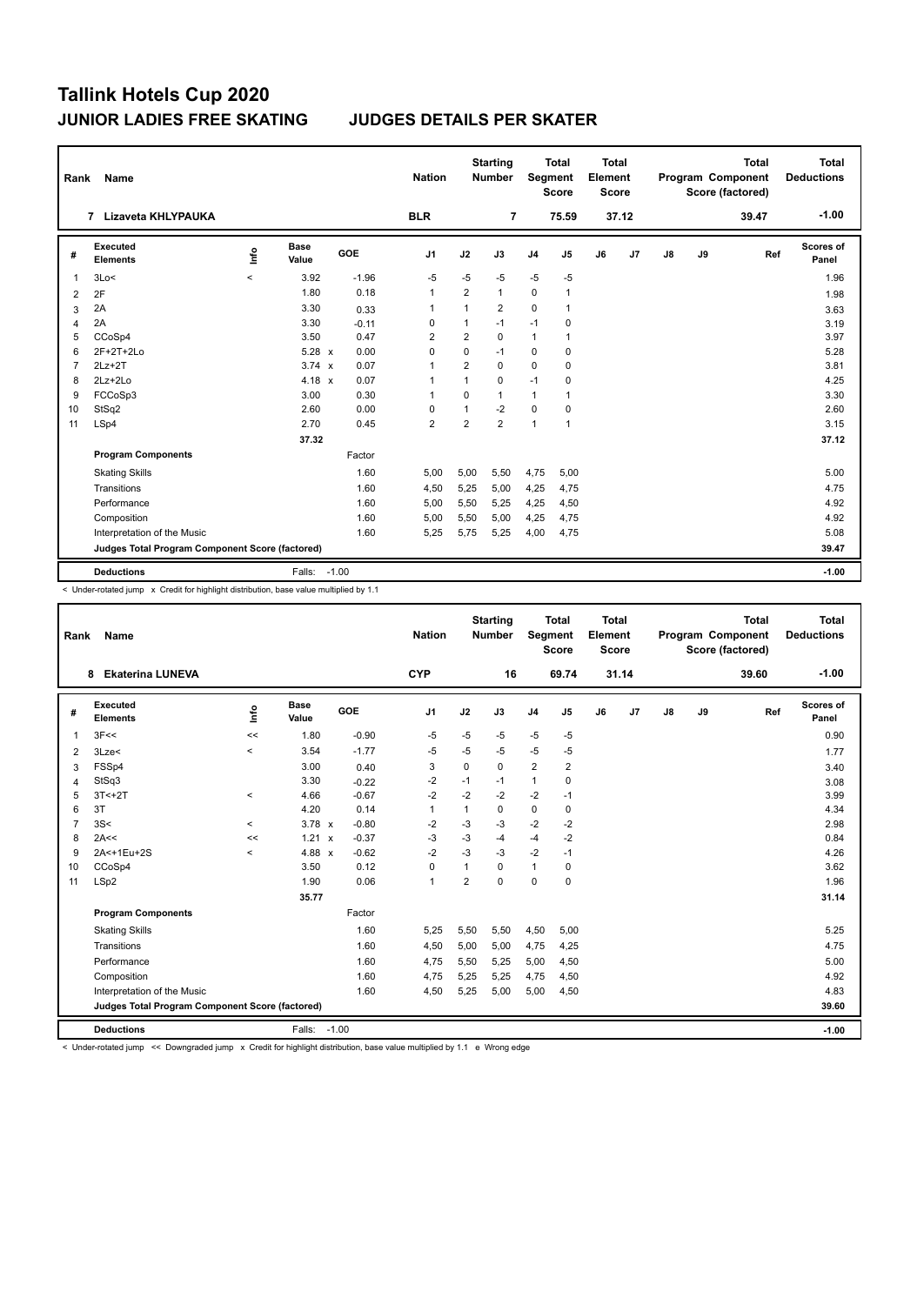# Tallink Hotels Cup 2020

## JUNIOR LADIES FREE SKATING JUDGES DETAILS PER SKATER

| Rank | Name | Nation | Starting Number | Total Segment Score | Total Element Score | Total Program Component Score (factored) | Total Deductions |
|---|---|---|---|---|---|---|---|
| 7 | Lizaveta KHLYPAUKA | BLR | 7 | 75.59 | 37.12 | 39.47 | -1.00 |

| # | Executed Elements | Info | Base Value | | GOE | J1 | J2 | J3 | J4 | J5 | J6 | J7 | J8 | J9 | Ref | Scores of Panel |
|---|---|---|---|---|---|---|---|---|---|---|---|---|---|---|---|---|
| 1 | 3Lo< | < | 3.92 | | -1.96 | -5 | -5 | -5 | -5 | -5 | | | | | | 1.96 |
| 2 | 2F | | 1.80 | | 0.18 | 1 | 2 | 1 | 0 | 1 | | | | | | 1.98 |
| 3 | 2A | | 3.30 | | 0.33 | 1 | 1 | 2 | 0 | 1 | | | | | | 3.63 |
| 4 | 2A | | 3.30 | | -0.11 | 0 | 1 | -1 | -1 | 0 | | | | | | 3.19 |
| 5 | CCoSp4 | | 3.50 | | 0.47 | 2 | 2 | 0 | 1 | 1 | | | | | | 3.97 |
| 6 | 2F+2T+2Lo | | 5.28 | x | 0.00 | 0 | 0 | -1 | 0 | 0 | | | | | | 5.28 |
| 7 | 2Lz+2T | | 3.74 | x | 0.07 | 1 | 2 | 0 | 0 | 0 | | | | | | 3.81 |
| 8 | 2Lz+2Lo | | 4.18 | x | 0.07 | 1 | 1 | 0 | -1 | 0 | | | | | | 4.25 |
| 9 | FCCoSp3 | | 3.00 | | 0.30 | 1 | 0 | 1 | 1 | 1 | | | | | | 3.30 |
| 10 | StSq2 | | 2.60 | | 0.00 | 0 | 1 | -2 | 0 | 0 | | | | | | 2.60 |
| 11 | LSp4 | | 2.70 | | 0.45 | 2 | 2 | 2 | 1 | 1 | | | | | | 3.15 |
| | | | 37.32 | | | | | | | | | | | | | 37.12 |
| | **Program Components** | | | | Factor | | | | | | | | | | | |
| | Skating Skills | | | | 1.60 | 5,00 | 5,00 | 5,50 | 4,75 | 5,00 | | | | | | 5.00 |
| | Transitions | | | | 1.60 | 4,50 | 5,25 | 5,00 | 4,25 | 4,75 | | | | | | 4.75 |
| | Performance | | | | 1.60 | 5,00 | 5,50 | 5,25 | 4,25 | 4,50 | | | | | | 4.92 |
| | Composition | | | | 1.60 | 5,00 | 5,50 | 5,00 | 4,25 | 4,75 | | | | | | 4.92 |
| | Interpretation of the Music | | | | 1.60 | 5,25 | 5,75 | 5,25 | 4,00 | 4,75 | | | | | | 5.08 |
| | **Judges Total Program Component Score (factored)** | | | | | | | | | | | | | | | 39.47 |
| | **Deductions** | | Falls: | -1.00 | | | | | | | | | | | | -1.00 |

< Under-rotated jump x Credit for highlight distribution, base value multiplied by 1.1

| Rank | Name | Nation | Starting Number | Total Segment Score | Total Element Score | Total Program Component Score (factored) | Total Deductions |
|---|---|---|---|---|---|---|---|
| 8 | Ekaterina LUNEVA | CYP | 16 | 69.74 | 31.14 | 39.60 | -1.00 |

| # | Executed Elements | Info | Base Value | | GOE | J1 | J2 | J3 | J4 | J5 | J6 | J7 | J8 | J9 | Ref | Scores of Panel |
|---|---|---|---|---|---|---|---|---|---|---|---|---|---|---|---|---|
| 1 | 3F<< | << | 1.80 | | -0.90 | -5 | -5 | -5 | -5 | -5 | | | | | | 0.90 |
| 2 | 3Lze< | < | 3.54 | | -1.77 | -5 | -5 | -5 | -5 | -5 | | | | | | 1.77 |
| 3 | FSSp4 | | 3.00 | | 0.40 | 3 | 0 | 0 | 2 | 2 | | | | | | 3.40 |
| 4 | StSq3 | | 3.30 | | -0.22 | -2 | -1 | -1 | 1 | 0 | | | | | | 3.08 |
| 5 | 3T<+2T | < | 4.66 | | -0.67 | -2 | -2 | -2 | -2 | -1 | | | | | | 3.99 |
| 6 | 3T | | 4.20 | | 0.14 | 1 | 1 | 0 | 0 | 0 | | | | | | 4.34 |
| 7 | 3S< | < | 3.78 | x | -0.80 | -2 | -3 | -3 | -2 | -2 | | | | | | 2.98 |
| 8 | 2A<< | << | 1.21 | x | -0.37 | -3 | -3 | -4 | -4 | -2 | | | | | | 0.84 |
| 9 | 2A<+1Eu+2S | < | 4.88 | x | -0.62 | -2 | -3 | -3 | -2 | -1 | | | | | | 4.26 |
| 10 | CCoSp4 | | 3.50 | | 0.12 | 0 | 1 | 0 | 1 | 0 | | | | | | 3.62 |
| 11 | LSp2 | | 1.90 | | 0.06 | 1 | 2 | 0 | 0 | 0 | | | | | | 1.96 |
| | | | 35.77 | | | | | | | | | | | | | 31.14 |
| | **Program Components** | | | | Factor | | | | | | | | | | | |
| | Skating Skills | | | | 1.60 | 5,25 | 5,50 | 5,50 | 4,50 | 5,00 | | | | | | 5.25 |
| | Transitions | | | | 1.60 | 4,50 | 5,00 | 5,00 | 4,75 | 4,25 | | | | | | 4.75 |
| | Performance | | | | 1.60 | 4,75 | 5,50 | 5,25 | 5,00 | 4,50 | | | | | | 5.00 |
| | Composition | | | | 1.60 | 4,75 | 5,25 | 5,25 | 4,75 | 4,50 | | | | | | 4.92 |
| | Interpretation of the Music | | | | 1.60 | 4,50 | 5,25 | 5,00 | 5,00 | 4,50 | | | | | | 4.83 |
| | **Judges Total Program Component Score (factored)** | | | | | | | | | | | | | | | 39.60 |
| | **Deductions** | | Falls: | -1.00 | | | | | | | | | | | | -1.00 |

< Under-rotated jump << Downgraded jump x Credit for highlight distribution, base value multiplied by 1.1 e Wrong edge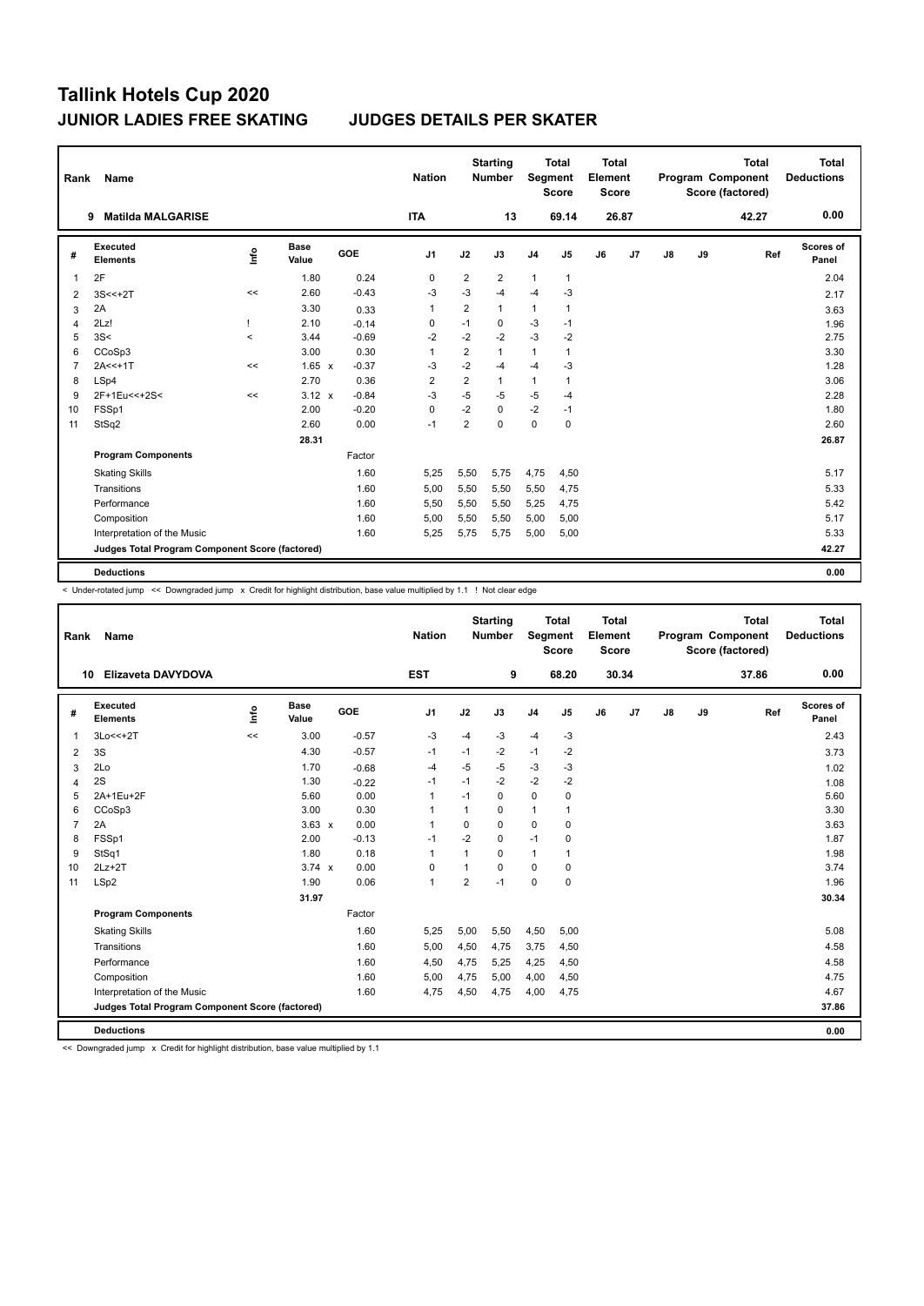# Tallink Hotels Cup 2020

## JUNIOR LADIES FREE SKATING — JUDGES DETAILS PER SKATER

| Rank | Name | Nation | Starting Number | Total Segment Score | Total Element Score | Total Program Component Score (factored) | Total Deductions |
|---|---|---|---|---|---|---|---|
| 9 | Matilda MALGARISE | ITA | 13 | 69.14 | 26.87 | 42.27 | 0.00 |

| # | Executed Elements | Info | Base Value | | GOE | J1 | J2 | J3 | J4 | J5 | J6 | J7 | J8 | J9 | Ref | Scores of Panel |
|---|---|---|---|---|---|---|---|---|---|---|---|---|---|---|---|---|
| 1 | 2F | | 1.80 | | 0.24 | 0 | 2 | 2 | 1 | 1 | | | | | | 2.04 |
| 2 | 3S<<+2T | << | 2.60 | | -0.43 | -3 | -3 | -4 | -4 | -3 | | | | | | 2.17 |
| 3 | 2A | | 3.30 | | 0.33 | 1 | 2 | 1 | 1 | 1 | | | | | | 3.63 |
| 4 | 2Lz! | ! | 2.10 | | -0.14 | 0 | -1 | 0 | -3 | -1 | | | | | | 1.96 |
| 5 | 3S< | < | 3.44 | | -0.69 | -2 | -2 | -2 | -3 | -2 | | | | | | 2.75 |
| 6 | CCoSp3 | | 3.00 | | 0.30 | 1 | 2 | 1 | 1 | 1 | | | | | | 3.30 |
| 7 | 2A<<+1T | << | 1.65 | x | -0.37 | -3 | -2 | -4 | -4 | -3 | | | | | | 1.28 |
| 8 | LSp4 | | 2.70 | | 0.36 | 2 | 2 | 1 | 1 | 1 | | | | | | 3.06 |
| 9 | 2F+1Eu<<+2S< | << | 3.12 | x | -0.84 | -3 | -5 | -5 | -5 | -4 | | | | | | 2.28 |
| 10 | FSSp1 | | 2.00 | | -0.20 | 0 | -2 | 0 | -2 | -1 | | | | | | 1.80 |
| 11 | StSq2 | | 2.60 | | 0.00 | -1 | 2 | 0 | 0 | 0 | | | | | | 2.60 |
| | | | 28.31 | | | | | | | | | | | | | 26.87 |
| | **Program Components** | | | | Factor | | | | | | | | | | | |
| | Skating Skills | | | | 1.60 | 5,25 | 5,50 | 5,75 | 4,75 | 4,50 | | | | | | 5.17 |
| | Transitions | | | | 1.60 | 5,00 | 5,50 | 5,50 | 5,50 | 4,75 | | | | | | 5.33 |
| | Performance | | | | 1.60 | 5,50 | 5,50 | 5,50 | 5,25 | 4,75 | | | | | | 5.42 |
| | Composition | | | | 1.60 | 5,00 | 5,50 | 5,50 | 5,00 | 5,00 | | | | | | 5.17 |
| | Interpretation of the Music | | | | 1.60 | 5,25 | 5,75 | 5,75 | 5,00 | 5,00 | | | | | | 5.33 |
| | **Judges Total Program Component Score (factored)** | | | | | | | | | | | | | | | 42.27 |
| | **Deductions** | | | | | | | | | | | | | | | 0.00 |

< Under-rotated jump << Downgraded jump x Credit for highlight distribution, base value multiplied by 1.1 ! Not clear edge

| Rank | Name | Nation | Starting Number | Total Segment Score | Total Element Score | Total Program Component Score (factored) | Total Deductions |
|---|---|---|---|---|---|---|---|
| 10 | Elizaveta DAVYDOVA | EST | 9 | 68.20 | 30.34 | 37.86 | 0.00 |

| # | Executed Elements | Info | Base Value | | GOE | J1 | J2 | J3 | J4 | J5 | J6 | J7 | J8 | J9 | Ref | Scores of Panel |
|---|---|---|---|---|---|---|---|---|---|---|---|---|---|---|---|---|
| 1 | 3Lo<<+2T | << | 3.00 | | -0.57 | -3 | -4 | -3 | -4 | -3 | | | | | | 2.43 |
| 2 | 3S | | 4.30 | | -0.57 | -1 | -1 | -2 | -1 | -2 | | | | | | 3.73 |
| 3 | 2Lo | | 1.70 | | -0.68 | -4 | -5 | -5 | -3 | -3 | | | | | | 1.02 |
| 4 | 2S | | 1.30 | | -0.22 | -1 | -1 | -2 | -2 | -2 | | | | | | 1.08 |
| 5 | 2A+1Eu+2F | | 5.60 | | 0.00 | 1 | -1 | 0 | 0 | 0 | | | | | | 5.60 |
| 6 | CCoSp3 | | 3.00 | | 0.30 | 1 | 1 | 0 | 1 | 1 | | | | | | 3.30 |
| 7 | 2A | | 3.63 | x | 0.00 | 1 | 0 | 0 | 0 | 0 | | | | | | 3.63 |
| 8 | FSSp1 | | 2.00 | | -0.13 | -1 | -2 | 0 | -1 | 0 | | | | | | 1.87 |
| 9 | StSq1 | | 1.80 | | 0.18 | 1 | 1 | 0 | 1 | 1 | | | | | | 1.98 |
| 10 | 2Lz+2T | | 3.74 | x | 0.00 | 0 | 1 | 0 | 0 | 0 | | | | | | 3.74 |
| 11 | LSp2 | | 1.90 | | 0.06 | 1 | 2 | -1 | 0 | 0 | | | | | | 1.96 |
| | | | 31.97 | | | | | | | | | | | | | 30.34 |
| | **Program Components** | | | | Factor | | | | | | | | | | | |
| | Skating Skills | | | | 1.60 | 5,25 | 5,00 | 5,50 | 4,50 | 5,00 | | | | | | 5.08 |
| | Transitions | | | | 1.60 | 5,00 | 4,50 | 4,75 | 3,75 | 4,50 | | | | | | 4.58 |
| | Performance | | | | 1.60 | 4,50 | 4,75 | 5,25 | 4,25 | 4,50 | | | | | | 4.58 |
| | Composition | | | | 1.60 | 5,00 | 4,75 | 5,00 | 4,00 | 4,50 | | | | | | 4.75 |
| | Interpretation of the Music | | | | 1.60 | 4,75 | 4,50 | 4,75 | 4,00 | 4,75 | | | | | | 4.67 |
| | **Judges Total Program Component Score (factored)** | | | | | | | | | | | | | | | 37.86 |
| | **Deductions** | | | | | | | | | | | | | | | 0.00 |

<< Downgraded jump x Credit for highlight distribution, base value multiplied by 1.1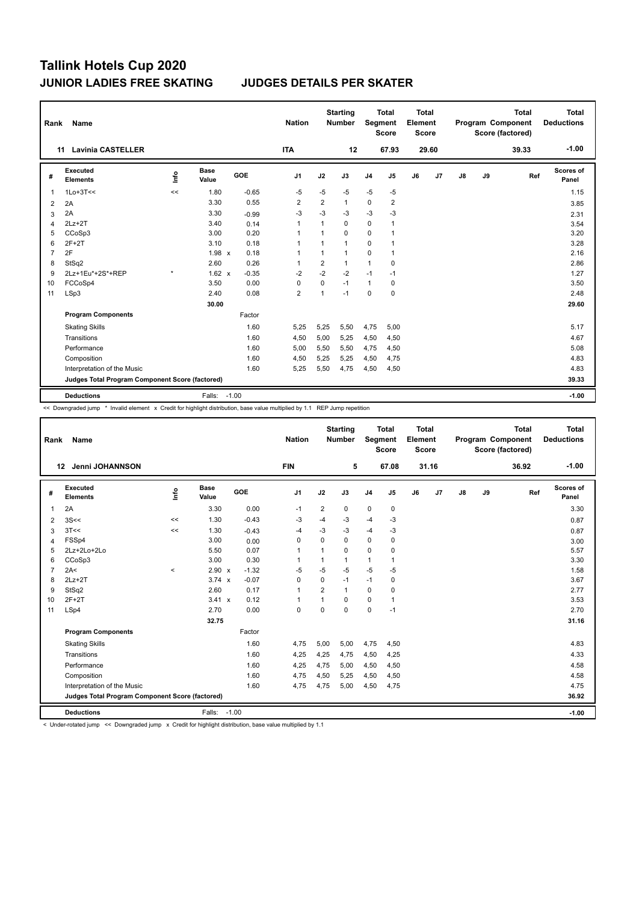# Tallink Hotels Cup 2020

## JUNIOR LADIES FREE SKATING — JUDGES DETAILS PER SKATER

| Rank | Name | Nation | Starting Number | Total Segment Score | Total Element Score | Total Program Component Score (factored) | Total Deductions |
|---|---|---|---|---|---|---|---|
| 11 | Lavinia CASTELLER | ITA | 12 | 67.93 | 29.60 | 39.33 | -1.00 |

| # | Executed Elements | Info | Base Value | | GOE | J1 | J2 | J3 | J4 | J5 | J6 | J7 | J8 | J9 | Ref | Scores of Panel |
|---|---|---|---|---|---|---|---|---|---|---|---|---|---|---|---|---|
| 1 | 1Lo+3T<< | << | 1.80 | | -0.65 | -5 | -5 | -5 | -5 | -5 | | | | | | 1.15 |
| 2 | 2A | | 3.30 | | 0.55 | 2 | 2 | 1 | 0 | 2 | | | | | | 3.85 |
| 3 | 2A | | 3.30 | | -0.99 | -3 | -3 | -3 | -3 | -3 | | | | | | 2.31 |
| 4 | 2Lz+2T | | 3.40 | | 0.14 | 1 | 1 | 0 | 0 | 1 | | | | | | 3.54 |
| 5 | CCoSp3 | | 3.00 | | 0.20 | 1 | 1 | 0 | 0 | 1 | | | | | | 3.20 |
| 6 | 2F+2T | | 3.10 | | 0.18 | 1 | 1 | 1 | 0 | 1 | | | | | | 3.28 |
| 7 | 2F | | 1.98 | x | 0.18 | 1 | 1 | 1 | 0 | 1 | | | | | | 2.16 |
| 8 | StSq2 | | 2.60 | | 0.26 | 1 | 2 | 1 | 1 | 0 | | | | | | 2.86 |
| 9 | 2Lz+1Eu*+2S*+REP | * | 1.62 | x | -0.35 | -2 | -2 | -2 | -1 | -1 | | | | | | 1.27 |
| 10 | FCCoSp4 | | 3.50 | | 0.00 | 0 | 0 | -1 | 1 | 0 | | | | | | 3.50 |
| 11 | LSp3 | | 2.40 | | 0.08 | 2 | 1 | -1 | 0 | 0 | | | | | | 2.48 |
| | | | 30.00 | | | | | | | | | | | | | 29.60 |
| | **Program Components** | | | | Factor | | | | | | | | | | | |
| | Skating Skills | | | | 1.60 | 5,25 | 5,25 | 5,50 | 4,75 | 5,00 | | | | | | 5.17 |
| | Transitions | | | | 1.60 | 4,50 | 5,00 | 5,25 | 4,50 | 4,50 | | | | | | 4.67 |
| | Performance | | | | 1.60 | 5,00 | 5,50 | 5,50 | 4,75 | 4,50 | | | | | | 5.08 |
| | Composition | | | | 1.60 | 4,50 | 5,25 | 5,25 | 4,50 | 4,75 | | | | | | 4.83 |
| | Interpretation of the Music | | | | 1.60 | 5,25 | 5,50 | 4,75 | 4,50 | 4,50 | | | | | | 4.83 |
| | **Judges Total Program Component Score (factored)** | | | | | | | | | | | | | | | 39.33 |
| | **Deductions** | | Falls: | | -1.00 | | | | | | | | | | | -1.00 |

<< Downgraded jump * Invalid element x Credit for highlight distribution, base value multiplied by 1.1 REP Jump repetition

| Rank | Name | Nation | Starting Number | Total Segment Score | Total Element Score | Total Program Component Score (factored) | Total Deductions |
|---|---|---|---|---|---|---|---|
| 12 | Jenni JOHANNSON | FIN | 5 | 67.08 | 31.16 | 36.92 | -1.00 |

| # | Executed Elements | Info | Base Value | | GOE | J1 | J2 | J3 | J4 | J5 | J6 | J7 | J8 | J9 | Ref | Scores of Panel |
|---|---|---|---|---|---|---|---|---|---|---|---|---|---|---|---|---|
| 1 | 2A | | 3.30 | | 0.00 | -1 | 2 | 0 | 0 | 0 | | | | | | 3.30 |
| 2 | 3S<< | << | 1.30 | | -0.43 | -3 | -4 | -3 | -4 | -3 | | | | | | 0.87 |
| 3 | 3T<< | << | 1.30 | | -0.43 | -4 | -3 | -3 | -4 | -3 | | | | | | 0.87 |
| 4 | FSSp4 | | 3.00 | | 0.00 | 0 | 0 | 0 | 0 | 0 | | | | | | 3.00 |
| 5 | 2Lz+2Lo+2Lo | | 5.50 | | 0.07 | 1 | 1 | 0 | 0 | 0 | | | | | | 5.57 |
| 6 | CCoSp3 | | 3.00 | | 0.30 | 1 | 1 | 1 | 1 | 1 | | | | | | 3.30 |
| 7 | 2A< | < | 2.90 | x | -1.32 | -5 | -5 | -5 | -5 | -5 | | | | | | 1.58 |
| 8 | 2Lz+2T | | 3.74 | x | -0.07 | 0 | 0 | -1 | -1 | 0 | | | | | | 3.67 |
| 9 | StSq2 | | 2.60 | | 0.17 | 1 | 2 | 1 | 0 | 0 | | | | | | 2.77 |
| 10 | 2F+2T | | 3.41 | x | 0.12 | 1 | 1 | 0 | 0 | 1 | | | | | | 3.53 |
| 11 | LSp4 | | 2.70 | | 0.00 | 0 | 0 | 0 | 0 | -1 | | | | | | 2.70 |
| | | | 32.75 | | | | | | | | | | | | | 31.16 |
| | **Program Components** | | | | Factor | | | | | | | | | | | |
| | Skating Skills | | | | 1.60 | 4,75 | 5,00 | 5,00 | 4,75 | 4,50 | | | | | | 4.83 |
| | Transitions | | | | 1.60 | 4,25 | 4,25 | 4,75 | 4,50 | 4,25 | | | | | | 4.33 |
| | Performance | | | | 1.60 | 4,25 | 4,75 | 5,00 | 4,50 | 4,50 | | | | | | 4.58 |
| | Composition | | | | 1.60 | 4,75 | 4,50 | 5,25 | 4,50 | 4,50 | | | | | | 4.58 |
| | Interpretation of the Music | | | | 1.60 | 4,75 | 4,75 | 5,00 | 4,50 | 4,75 | | | | | | 4.75 |
| | **Judges Total Program Component Score (factored)** | | | | | | | | | | | | | | | 36.92 |
| | **Deductions** | | Falls: | | -1.00 | | | | | | | | | | | -1.00 |

< Under-rotated jump << Downgraded jump x Credit for highlight distribution, base value multiplied by 1.1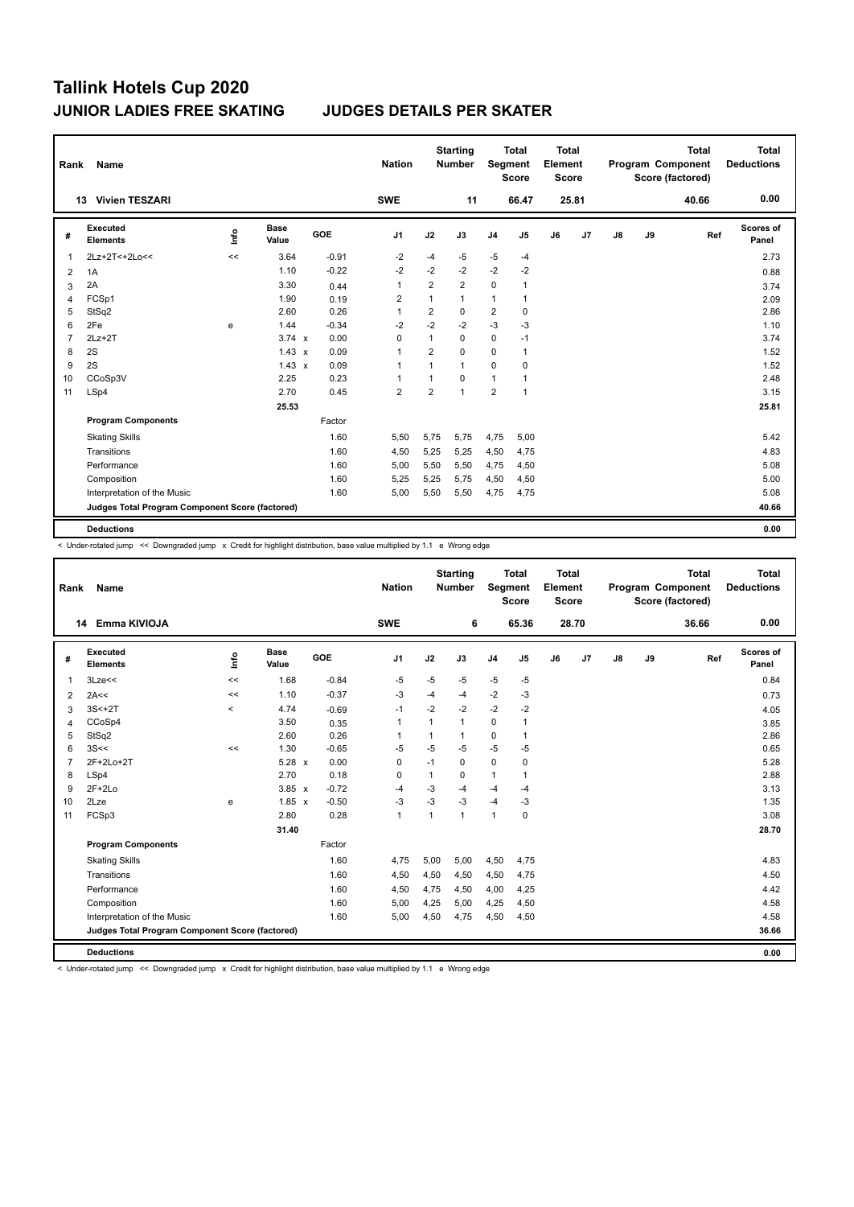# Tallink Hotels Cup 2020

## JUNIOR LADIES FREE SKATING JUDGES DETAILS PER SKATER

| Rank | Name | Nation | Starting Number | Total Segment Score | Total Element Score | Total Program Component Score (factored) | Total Deductions |
|---|---|---|---|---|---|---|---|
| 13 | Vivien TESZARI | SWE | 11 | 66.47 | 25.81 | 40.66 | 0.00 |

| # | Executed Elements | Info | Base Value | | GOE | J1 | J2 | J3 | J4 | J5 | J6 | J7 | J8 | J9 | Ref | Scores of Panel |
|---|---|---|---|---|---|---|---|---|---|---|---|---|---|---|---|---|
| 1 | 2Lz+2T<+2Lo<< | << | 3.64 | | -0.91 | -2 | -4 | -5 | -5 | -4 | | | | | | 2.73 |
| 2 | 1A | | 1.10 | | -0.22 | -2 | -2 | -2 | -2 | -2 | | | | | | 0.88 |
| 3 | 2A | | 3.30 | | 0.44 | 1 | 2 | 2 | 0 | 1 | | | | | | 3.74 |
| 4 | FCSp1 | | 1.90 | | 0.19 | 2 | 1 | 1 | 1 | 1 | | | | | | 2.09 |
| 5 | StSq2 | | 2.60 | | 0.26 | 1 | 2 | 0 | 2 | 0 | | | | | | 2.86 |
| 6 | 2Fe | e | 1.44 | | -0.34 | -2 | -2 | -2 | -3 | -3 | | | | | | 1.10 |
| 7 | 2Lz+2T | | 3.74 | x | 0.00 | 0 | 1 | 0 | 0 | -1 | | | | | | 3.74 |
| 8 | 2S | | 1.43 | x | 0.09 | 1 | 2 | 0 | 0 | 1 | | | | | | 1.52 |
| 9 | 2S | | 1.43 | x | 0.09 | 1 | 1 | 1 | 0 | 0 | | | | | | 1.52 |
| 10 | CCoSp3V | | 2.25 | | 0.23 | 1 | 1 | 0 | 1 | 1 | | | | | | 2.48 |
| 11 | LSp4 | | 2.70 | | 0.45 | 2 | 2 | 1 | 2 | 1 | | | | | | 3.15 |
| | | | 25.53 | | | | | | | | | | | | | 25.81 |
| | **Program Components** | | | | Factor | | | | | | | | | | | |
| | Skating Skills | | | | 1.60 | 5,50 | 5,75 | 5,75 | 4,75 | 5,00 | | | | | | 5.42 |
| | Transitions | | | | 1.60 | 4,50 | 5,25 | 5,25 | 4,50 | 4,75 | | | | | | 4.83 |
| | Performance | | | | 1.60 | 5,00 | 5,50 | 5,50 | 4,75 | 4,50 | | | | | | 5.08 |
| | Composition | | | | 1.60 | 5,25 | 5,25 | 5,75 | 4,50 | 4,50 | | | | | | 5.00 |
| | Interpretation of the Music | | | | 1.60 | 5,00 | 5,50 | 5,50 | 4,75 | 4,75 | | | | | | 5.08 |
| | **Judges Total Program Component Score (factored)** | | | | | | | | | | | | | | | 40.66 |
| | **Deductions** | | | | | | | | | | | | | | | 0.00 |

< Under-rotated jump << Downgraded jump x Credit for highlight distribution, base value multiplied by 1.1 e Wrong edge

| Rank | Name | Nation | Starting Number | Total Segment Score | Total Element Score | Total Program Component Score (factored) | Total Deductions |
|---|---|---|---|---|---|---|---|
| 14 | Emma KIVIOJA | SWE | 6 | 65.36 | 28.70 | 36.66 | 0.00 |

| # | Executed Elements | Info | Base Value | | GOE | J1 | J2 | J3 | J4 | J5 | J6 | J7 | J8 | J9 | Ref | Scores of Panel |
|---|---|---|---|---|---|---|---|---|---|---|---|---|---|---|---|---|
| 1 | 3Lze<< | << | 1.68 | | -0.84 | -5 | -5 | -5 | -5 | -5 | | | | | | 0.84 |
| 2 | 2A<< | << | 1.10 | | -0.37 | -3 | -4 | -4 | -2 | -3 | | | | | | 0.73 |
| 3 | 3S<+2T | < | 4.74 | | -0.69 | -1 | -2 | -2 | -2 | -2 | | | | | | 4.05 |
| 4 | CCoSp4 | | 3.50 | | 0.35 | 1 | 1 | 1 | 0 | 1 | | | | | | 3.85 |
| 5 | StSq2 | | 2.60 | | 0.26 | 1 | 1 | 1 | 0 | 1 | | | | | | 2.86 |
| 6 | 3S<< | << | 1.30 | | -0.65 | -5 | -5 | -5 | -5 | -5 | | | | | | 0.65 |
| 7 | 2F+2Lo+2T | | 5.28 | x | 0.00 | 0 | -1 | 0 | 0 | 0 | | | | | | 5.28 |
| 8 | LSp4 | | 2.70 | | 0.18 | 0 | 1 | 0 | 1 | 1 | | | | | | 2.88 |
| 9 | 2F+2Lo | | 3.85 | x | -0.72 | -4 | -3 | -4 | -4 | -4 | | | | | | 3.13 |
| 10 | 2Lze | e | 1.85 | x | -0.50 | -3 | -3 | -3 | -4 | -3 | | | | | | 1.35 |
| 11 | FCSp3 | | 2.80 | | 0.28 | 1 | 1 | 1 | 1 | 0 | | | | | | 3.08 |
| | | | 31.40 | | | | | | | | | | | | | 28.70 |
| | **Program Components** | | | | Factor | | | | | | | | | | | |
| | Skating Skills | | | | 1.60 | 4,75 | 5,00 | 5,00 | 4,50 | 4,75 | | | | | | 4.83 |
| | Transitions | | | | 1.60 | 4,50 | 4,50 | 4,50 | 4,50 | 4,75 | | | | | | 4.50 |
| | Performance | | | | 1.60 | 4,50 | 4,75 | 4,50 | 4,00 | 4,25 | | | | | | 4.42 |
| | Composition | | | | 1.60 | 5,00 | 4,25 | 5,00 | 4,25 | 4,50 | | | | | | 4.58 |
| | Interpretation of the Music | | | | 1.60 | 5,00 | 4,50 | 4,75 | 4,50 | 4,50 | | | | | | 4.58 |
| | **Judges Total Program Component Score (factored)** | | | | | | | | | | | | | | | 36.66 |
| | **Deductions** | | | | | | | | | | | | | | | 0.00 |

< Under-rotated jump << Downgraded jump x Credit for highlight distribution, base value multiplied by 1.1 e Wrong edge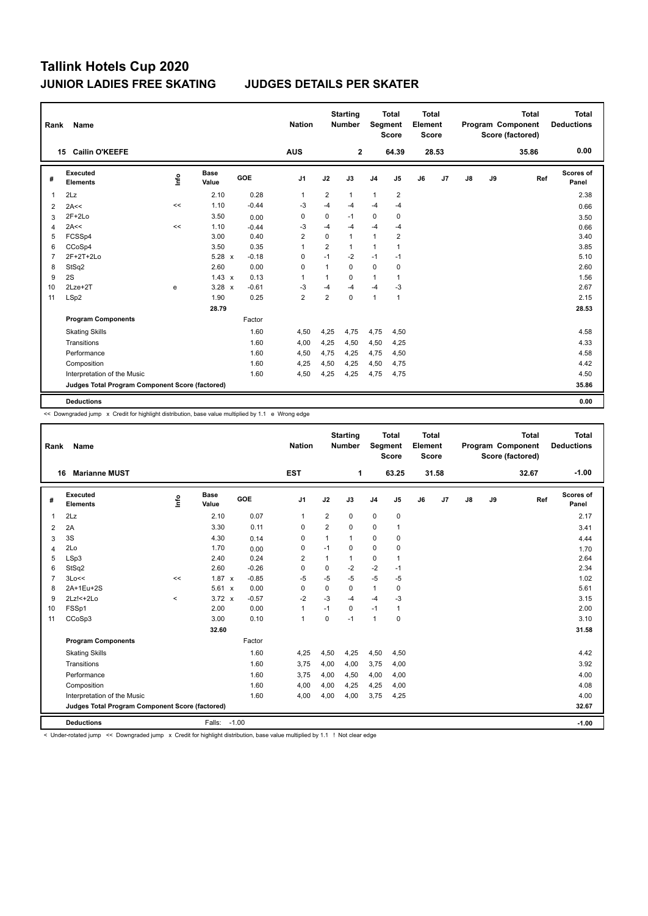# Tallink Hotels Cup 2020

## JUNIOR LADIES FREE SKATING — JUDGES DETAILS PER SKATER

| Rank | Name | Nation | Starting Number | Total Segment Score | Total Element Score | Total Program Component Score (factored) | Total Deductions |
|---|---|---|---|---|---|---|---|
| 15 | Cailin O'KEEFE | AUS | 2 | 64.39 | 28.53 | 35.86 | 0.00 |

| # | Executed Elements | Info | Base Value | | GOE | J1 | J2 | J3 | J4 | J5 | J6 | J7 | J8 | J9 | Ref | Scores of Panel |
|---|---|---|---|---|---|---|---|---|---|---|---|---|---|---|---|---|
| 1 | 2Lz | | 2.10 | | 0.28 | 1 | 2 | 1 | 1 | 2 | | | | | | 2.38 |
| 2 | 2A<< | << | 1.10 | | -0.44 | -3 | -4 | -4 | -4 | -4 | | | | | | 0.66 |
| 3 | 2F+2Lo | | 3.50 | | 0.00 | 0 | 0 | -1 | 0 | 0 | | | | | | 3.50 |
| 4 | 2A<< | << | 1.10 | | -0.44 | -3 | -4 | -4 | -4 | -4 | | | | | | 0.66 |
| 5 | FCSSp4 | | 3.00 | | 0.40 | 2 | 0 | 1 | 1 | 2 | | | | | | 3.40 |
| 6 | CCoSp4 | | 3.50 | | 0.35 | 1 | 2 | 1 | 1 | 1 | | | | | | 3.85 |
| 7 | 2F+2T+2Lo | | 5.28 | x | -0.18 | 0 | -1 | -2 | -1 | -1 | | | | | | 5.10 |
| 8 | StSq2 | | 2.60 | | 0.00 | 0 | 1 | 0 | 0 | 0 | | | | | | 2.60 |
| 9 | 2S | | 1.43 | x | 0.13 | 1 | 1 | 0 | 1 | 1 | | | | | | 1.56 |
| 10 | 2Lze+2T | e | 3.28 | x | -0.61 | -3 | -4 | -4 | -4 | -3 | | | | | | 2.67 |
| 11 | LSp2 | | 1.90 | | 0.25 | 2 | 2 | 0 | 1 | 1 | | | | | | 2.15 |
| | | | 28.79 | | | | | | | | | | | | | 28.53 |
| | **Program Components** | | | | Factor | | | | | | | | | | | |
| | Skating Skills | | | | 1.60 | 4,50 | 4,25 | 4,75 | 4,75 | 4,50 | | | | | | 4.58 |
| | Transitions | | | | 1.60 | 4,00 | 4,25 | 4,50 | 4,50 | 4,25 | | | | | | 4.33 |
| | Performance | | | | 1.60 | 4,50 | 4,75 | 4,25 | 4,75 | 4,50 | | | | | | 4.58 |
| | Composition | | | | 1.60 | 4,25 | 4,50 | 4,25 | 4,50 | 4,75 | | | | | | 4.42 |
| | Interpretation of the Music | | | | 1.60 | 4,50 | 4,25 | 4,25 | 4,75 | 4,75 | | | | | | 4.50 |
| | **Judges Total Program Component Score (factored)** | | | | | | | | | | | | | | | 35.86 |
| | **Deductions** | | | | | | | | | | | | | | | 0.00 |

<< Downgraded jump x Credit for highlight distribution, base value multiplied by 1.1 e Wrong edge

| Rank | Name | Nation | Starting Number | Total Segment Score | Total Element Score | Total Program Component Score (factored) | Total Deductions |
|---|---|---|---|---|---|---|---|
| 16 | Marianne MUST | EST | 1 | 63.25 | 31.58 | 32.67 | -1.00 |

| # | Executed Elements | Info | Base Value | | GOE | J1 | J2 | J3 | J4 | J5 | J6 | J7 | J8 | J9 | Ref | Scores of Panel |
|---|---|---|---|---|---|---|---|---|---|---|---|---|---|---|---|---|
| 1 | 2Lz | | 2.10 | | 0.07 | 1 | 2 | 0 | 0 | 0 | | | | | | 2.17 |
| 2 | 2A | | 3.30 | | 0.11 | 0 | 2 | 0 | 0 | 1 | | | | | | 3.41 |
| 3 | 3S | | 4.30 | | 0.14 | 0 | 1 | 1 | 0 | 0 | | | | | | 4.44 |
| 4 | 2Lo | | 1.70 | | 0.00 | 0 | -1 | 0 | 0 | 0 | | | | | | 1.70 |
| 5 | LSp3 | | 2.40 | | 0.24 | 2 | 1 | 1 | 0 | 1 | | | | | | 2.64 |
| 6 | StSq2 | | 2.60 | | -0.26 | 0 | 0 | -2 | -2 | -1 | | | | | | 2.34 |
| 7 | 3Lo<< | << | 1.87 | x | -0.85 | -5 | -5 | -5 | -5 | -5 | | | | | | 1.02 |
| 8 | 2A+1Eu+2S | | 5.61 | x | 0.00 | 0 | 0 | 0 | 1 | 0 | | | | | | 5.61 |
| 9 | 2Lz!<+2Lo | < | 3.72 | x | -0.57 | -2 | -3 | -4 | -4 | -3 | | | | | | 3.15 |
| 10 | FSSp1 | | 2.00 | | 0.00 | 1 | -1 | 0 | -1 | 1 | | | | | | 2.00 |
| 11 | CCoSp3 | | 3.00 | | 0.10 | 1 | 0 | -1 | 1 | 0 | | | | | | 3.10 |
| | | | 32.60 | | | | | | | | | | | | | 31.58 |
| | **Program Components** | | | | Factor | | | | | | | | | | | |
| | Skating Skills | | | | 1.60 | 4,25 | 4,50 | 4,25 | 4,50 | 4,50 | | | | | | 4.42 |
| | Transitions | | | | 1.60 | 3,75 | 4,00 | 4,00 | 3,75 | 4,00 | | | | | | 3.92 |
| | Performance | | | | 1.60 | 3,75 | 4,00 | 4,50 | 4,00 | 4,00 | | | | | | 4.00 |
| | Composition | | | | 1.60 | 4,00 | 4,00 | 4,25 | 4,25 | 4,00 | | | | | | 4.08 |
| | Interpretation of the Music | | | | 1.60 | 4,00 | 4,00 | 4,00 | 3,75 | 4,25 | | | | | | 4.00 |
| | **Judges Total Program Component Score (factored)** | | | | | | | | | | | | | | | 32.67 |
| | **Deductions** | | Falls: -1.00 | | | | | | | | | | | | | -1.00 |

< Under-rotated jump << Downgraded jump x Credit for highlight distribution, base value multiplied by 1.1 ! Not clear edge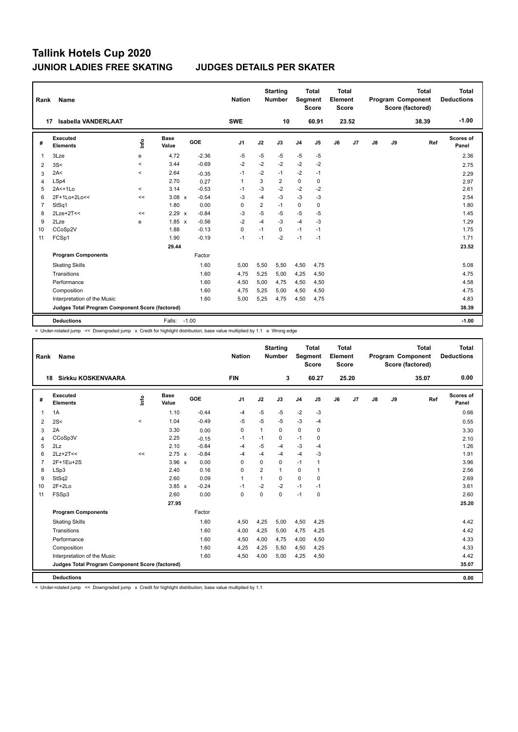# Tallink Hotels Cup 2020

## JUNIOR LADIES FREE SKATING JUDGES DETAILS PER SKATER

| Rank | Name | Nation | Starting Number | Total Segment Score | Total Element Score | Total Program Component Score (factored) | Total Deductions |
|---|---|---|---|---|---|---|---|
| 17 | Isabella VANDERLAAT | SWE | 10 | 60.91 | 23.52 | 38.39 | -1.00 |

| # | Executed Elements | Info | Base Value | | GOE | J1 | J2 | J3 | J4 | J5 | J6 | J7 | J8 | J9 | Ref | Scores of Panel |
|---|---|---|---|---|---|---|---|---|---|---|---|---|---|---|---|---|
| 1 | 3Lze | e | 4.72 | | -2.36 | -5 | -5 | -5 | -5 | -5 | | | | | | 2.36 |
| 2 | 3S< | < | 3.44 | | -0.69 | -2 | -2 | -2 | -2 | -2 | | | | | | 2.75 |
| 3 | 2A< | < | 2.64 | | -0.35 | -1 | -2 | -1 | -2 | -1 | | | | | | 2.29 |
| 4 | LSp4 | | 2.70 | | 0.27 | 1 | 3 | 2 | 0 | 0 | | | | | | 2.97 |
| 5 | 2A<+1Lo | < | 3.14 | | -0.53 | -1 | -3 | -2 | -2 | -2 | | | | | | 2.61 |
| 6 | 2F+1Lo+2Lo<< | << | 3.08 | x | -0.54 | -3 | -4 | -3 | -3 | -3 | | | | | | 2.54 |
| 7 | StSq1 | | 1.80 | | 0.00 | 0 | 2 | -1 | 0 | 0 | | | | | | 1.80 |
| 8 | 2Lze+2T<< | << | 2.29 | x | -0.84 | -3 | -5 | -5 | -5 | -5 | | | | | | 1.45 |
| 9 | 2Lze | e | 1.85 | x | -0.56 | -2 | -4 | -3 | -4 | -3 | | | | | | 1.29 |
| 10 | CCoSp2V | | 1.88 | | -0.13 | 0 | -1 | 0 | -1 | -1 | | | | | | 1.75 |
| 11 | FCSp1 | | 1.90 | | -0.19 | -1 | -1 | -2 | -1 | -1 | | | | | | 1.71 |
| | | | 29.44 | | | | | | | | | | | | | 23.52 |
| | **Program Components** | | | | Factor | | | | | | | | | | | |
| | Skating Skills | | | | 1.60 | 5,00 | 5,50 | 5,50 | 4,50 | 4,75 | | | | | | 5.08 |
| | Transitions | | | | 1.60 | 4,75 | 5,25 | 5,00 | 4,25 | 4,50 | | | | | | 4.75 |
| | Performance | | | | 1.60 | 4,50 | 5,00 | 4,75 | 4,50 | 4,50 | | | | | | 4.58 |
| | Composition | | | | 1.60 | 4,75 | 5,25 | 5,00 | 4,50 | 4,50 | | | | | | 4.75 |
| | Interpretation of the Music | | | | 1.60 | 5,00 | 5,25 | 4,75 | 4,50 | 4,75 | | | | | | 4.83 |
| | **Judges Total Program Component Score (factored)** | | | | | | | | | | | | | | | 38.39 |
| | **Deductions** | | Falls: | -1.00 | | | | | | | | | | | | -1.00 |

< Under-rotated jump << Downgraded jump x Credit for highlight distribution, base value multiplied by 1.1 e Wrong edge

| Rank | Name | Nation | Starting Number | Total Segment Score | Total Element Score | Total Program Component Score (factored) | Total Deductions |
|---|---|---|---|---|---|---|---|
| 18 | Sirkku KOSKENVAARA | FIN | 3 | 60.27 | 25.20 | 35.07 | 0.00 |

| # | Executed Elements | Info | Base Value | | GOE | J1 | J2 | J3 | J4 | J5 | J6 | J7 | J8 | J9 | Ref | Scores of Panel |
|---|---|---|---|---|---|---|---|---|---|---|---|---|---|---|---|---|
| 1 | 1A | | 1.10 | | -0.44 | -4 | -5 | -5 | -2 | -3 | | | | | | 0.66 |
| 2 | 2S< | < | 1.04 | | -0.49 | -5 | -5 | -5 | -3 | -4 | | | | | | 0.55 |
| 3 | 2A | | 3.30 | | 0.00 | 0 | 1 | 0 | 0 | 0 | | | | | | 3.30 |
| 4 | CCoSp3V | | 2.25 | | -0.15 | -1 | -1 | 0 | -1 | 0 | | | | | | 2.10 |
| 5 | 2Lz | | 2.10 | | -0.84 | -4 | -5 | -4 | -3 | -4 | | | | | | 1.26 |
| 6 | 2Lz+2T<< | << | 2.75 | x | -0.84 | -4 | -4 | -4 | -4 | -3 | | | | | | 1.91 |
| 7 | 2F+1Eu+2S | | 3.96 | x | 0.00 | 0 | 0 | 0 | -1 | 1 | | | | | | 3.96 |
| 8 | LSp3 | | 2.40 | | 0.16 | 0 | 2 | 1 | 0 | 1 | | | | | | 2.56 |
| 9 | StSq2 | | 2.60 | | 0.09 | 1 | 1 | 0 | 0 | 0 | | | | | | 2.69 |
| 10 | 2F+2Lo | | 3.85 | x | -0.24 | -1 | -2 | -2 | -1 | -1 | | | | | | 3.61 |
| 11 | FSSp3 | | 2.60 | | 0.00 | 0 | 0 | 0 | -1 | 0 | | | | | | 2.60 |
| | | | 27.95 | | | | | | | | | | | | | 25.20 |
| | **Program Components** | | | | Factor | | | | | | | | | | | |
| | Skating Skills | | | | 1.60 | 4,50 | 4,25 | 5,00 | 4,50 | 4,25 | | | | | | 4.42 |
| | Transitions | | | | 1.60 | 4,00 | 4,25 | 5,00 | 4,75 | 4,25 | | | | | | 4.42 |
| | Performance | | | | 1.60 | 4,50 | 4,00 | 4,75 | 4,00 | 4,50 | | | | | | 4.33 |
| | Composition | | | | 1.60 | 4,25 | 4,25 | 5,50 | 4,50 | 4,25 | | | | | | 4.33 |
| | Interpretation of the Music | | | | 1.60 | 4,50 | 4,00 | 5,00 | 4,25 | 4,50 | | | | | | 4.42 |
| | **Judges Total Program Component Score (factored)** | | | | | | | | | | | | | | | 35.07 |
| | **Deductions** | | | | | | | | | | | | | | | 0.00 |

< Under-rotated jump << Downgraded jump x Credit for highlight distribution, base value multiplied by 1.1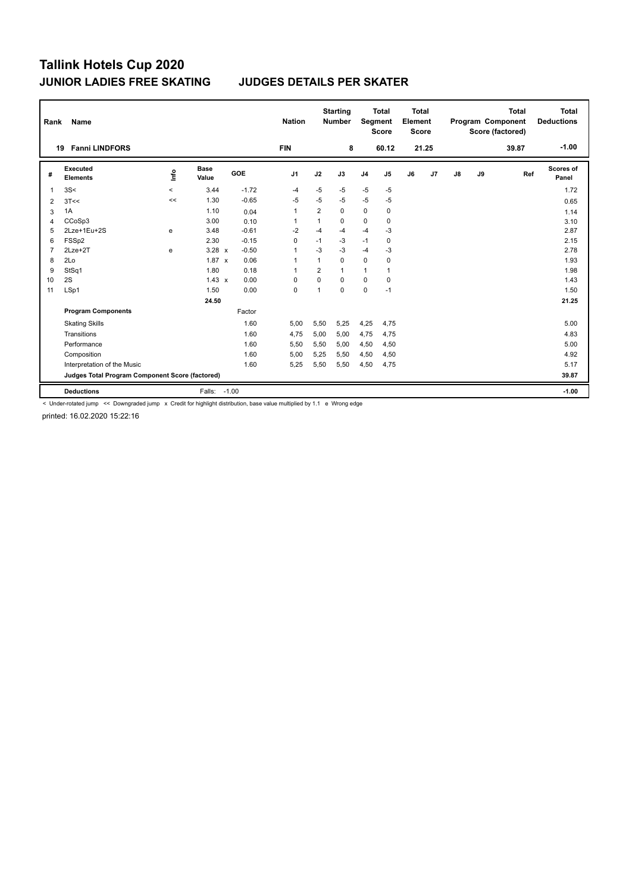# Tallink Hotels Cup 2020

## JUNIOR LADIES FREE SKATING JUDGES DETAILS PER SKATER

| Rank | Name | Nation | Starting Number | Total Segment Score | Total Element Score | Total Program Component Score (factored) | Total Deductions |
|---|---|---|---|---|---|---|---|
| 19 | Fanni LINDFORS | FIN | 8 | 60.12 | 21.25 | 39.87 | -1.00 |

| # | Executed Elements | Info | Base Value | | GOE | J1 | J2 | J3 | J4 | J5 | J6 | J7 | J8 | J9 | Ref | Scores of Panel |
|---|---|---|---|---|---|---|---|---|---|---|---|---|---|---|---|---|
| 1 | 3S< | < | 3.44 | | -1.72 | -4 | -5 | -5 | -5 | -5 | | | | | | 1.72 |
| 2 | 3T<< | << | 1.30 | | -0.65 | -5 | -5 | -5 | -5 | -5 | | | | | | 0.65 |
| 3 | 1A | | 1.10 | | 0.04 | 1 | 2 | 0 | 0 | 0 | | | | | | 1.14 |
| 4 | CCoSp3 | | 3.00 | | 0.10 | 1 | 1 | 0 | 0 | 0 | | | | | | 3.10 |
| 5 | 2Lze+1Eu+2S | e | 3.48 | | -0.61 | -2 | -4 | -4 | -4 | -3 | | | | | | 2.87 |
| 6 | FSSp2 | | 2.30 | | -0.15 | 0 | -1 | -3 | -1 | 0 | | | | | | 2.15 |
| 7 | 2Lze+2T | e | 3.28 | x | -0.50 | 1 | -3 | -3 | -4 | -3 | | | | | | 2.78 |
| 8 | 2Lo | | 1.87 | x | 0.06 | 1 | 1 | 0 | 0 | 0 | | | | | | 1.93 |
| 9 | StSq1 | | 1.80 | | 0.18 | 1 | 2 | 1 | 1 | 1 | | | | | | 1.98 |
| 10 | 2S | | 1.43 | x | 0.00 | 0 | 0 | 0 | 0 | 0 | | | | | | 1.43 |
| 11 | LSp1 | | 1.50 | | 0.00 | 0 | 1 | 0 | 0 | -1 | | | | | | 1.50 |
| | | | 24.50 | | | | | | | | | | | | | 21.25 |
| | **Program Components** | | | | Factor | | | | | | | | | | | |
| | Skating Skills | | | | 1.60 | 5,00 | 5,50 | 5,25 | 4,25 | 4,75 | | | | | | 5.00 |
| | Transitions | | | | 1.60 | 4,75 | 5,00 | 5,00 | 4,75 | 4,75 | | | | | | 4.83 |
| | Performance | | | | 1.60 | 5,50 | 5,50 | 5,00 | 4,50 | 4,50 | | | | | | 5.00 |
| | Composition | | | | 1.60 | 5,00 | 5,25 | 5,50 | 4,50 | 4,50 | | | | | | 4.92 |
| | Interpretation of the Music | | | | 1.60 | 5,25 | 5,50 | 5,50 | 4,50 | 4,75 | | | | | | 5.17 |
| | **Judges Total Program Component Score (factored)** | | | | | | | | | | | | | | | 39.87 |
| | **Deductions** | | Falls: | -1.00 | | | | | | | | | | | | -1.00 |

< Under-rotated jump << Downgraded jump x Credit for highlight distribution, base value multiplied by 1.1 e Wrong edge

printed: 16.02.2020 15:22:16